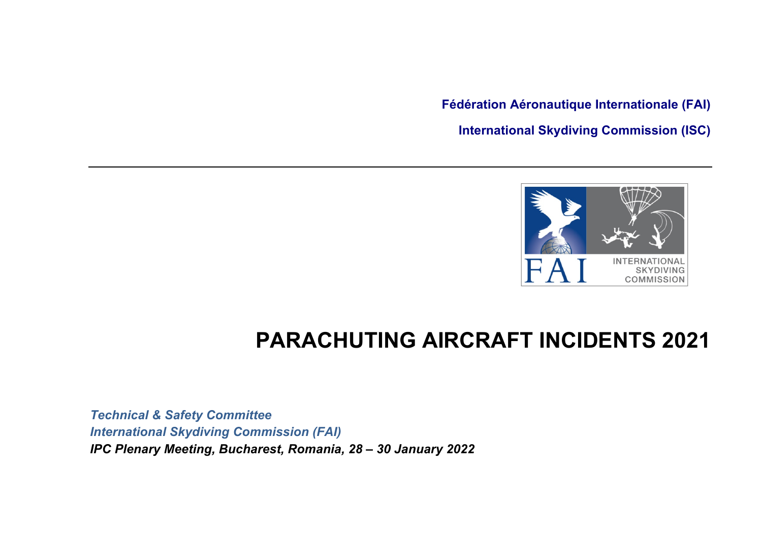**Fédération Aéronautique Internationale (FAI)**

**International Skydiving Commission (ISC)**

---

# PARACHUTING AIRCRAFT INCIDENTS 2021

***Technical & Safety Committee***
***International Skydiving Commission (FAI)***
***IPC Plenary Meeting, Bucharest, Romania, 28 – 30 January 2022***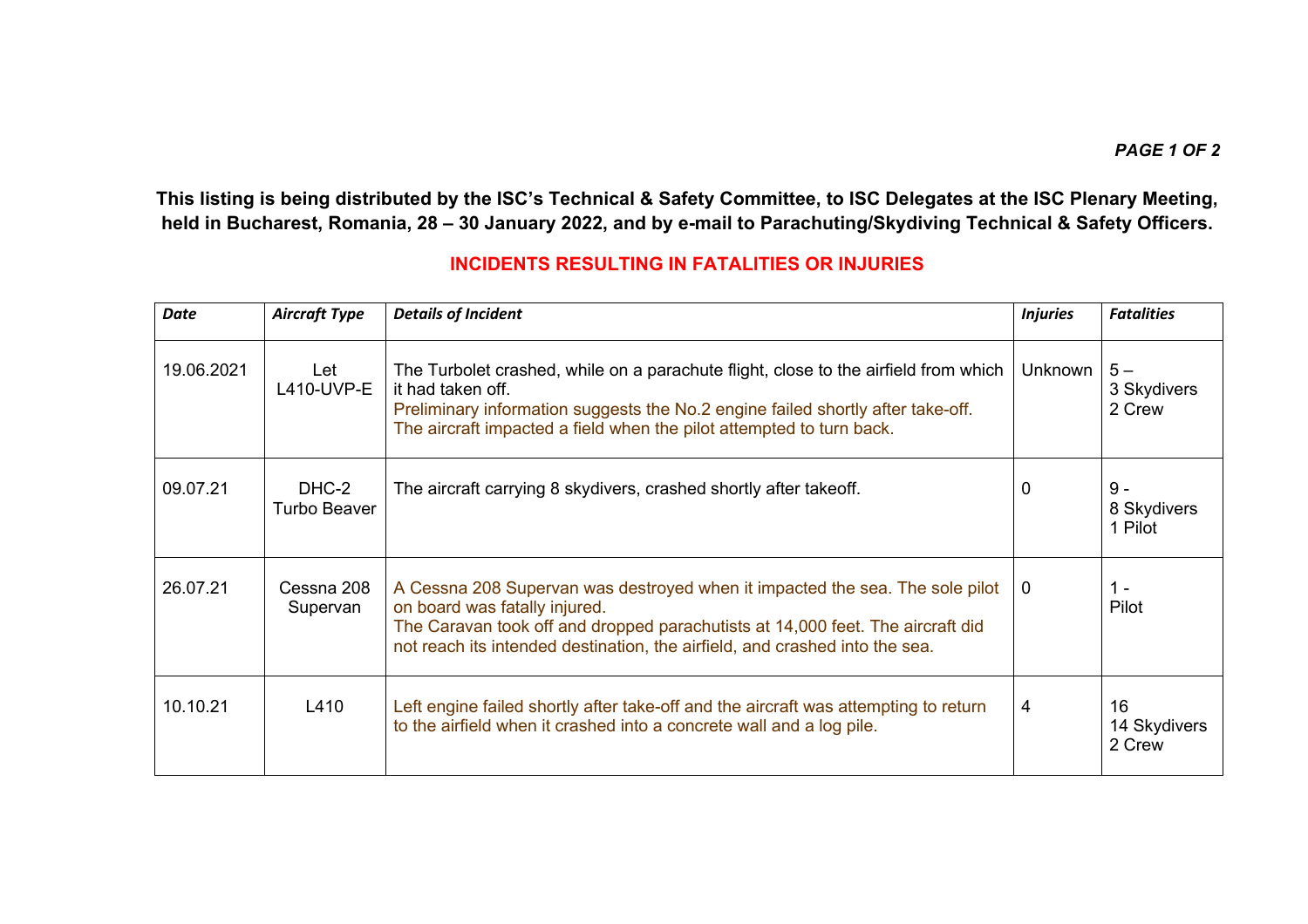**This listing is being distributed by the ISC's Technical & Safety Committee, to ISC Delegates at the ISC Plenary Meeting, held in Bucharest, Romania, 28 – 30 January 2022, and by e-mail to Parachuting/Skydiving Technical & Safety Officers.**

## INCIDENTS RESULTING IN FATALITIES OR INJURIES

| *Date* | *Aircraft Type* | *Details of Incident* | *Injuries* | *Fatalities* |
|---|---|---|---|---|
| 19.06.2021 | Let L410-UVP-E | The Turbolet crashed, while on a parachute flight, close to the airfield from which it had taken off.<br>Preliminary information suggests the No.2 engine failed shortly after take-off. The aircraft impacted a field when the pilot attempted to turn back. | Unknown | 5 –<br>3 Skydivers<br>2 Crew |
| 09.07.21 | DHC-2 Turbo Beaver | The aircraft carrying 8 skydivers, crashed shortly after takeoff. | 0 | 9 -<br>8 Skydivers<br>1 Pilot |
| 26.07.21 | Cessna 208 Supervan | A Cessna 208 Supervan was destroyed when it impacted the sea. The sole pilot on board was fatally injured.<br>The Caravan took off and dropped parachutists at 14,000 feet. The aircraft did not reach its intended destination, the airfield, and crashed into the sea. | 0 | 1 -<br>Pilot |
| 10.10.21 | L410 | Left engine failed shortly after take-off and the aircraft was attempting to return to the airfield when it crashed into a concrete wall and a log pile. | 4 | 16<br>14 Skydivers<br>2 Crew |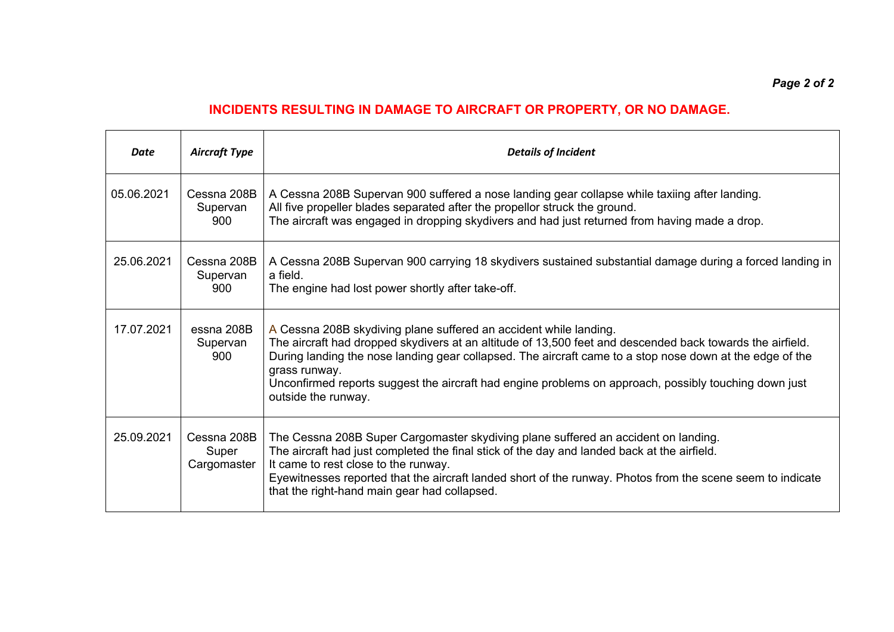## INCIDENTS RESULTING IN DAMAGE TO AIRCRAFT OR PROPERTY, OR NO DAMAGE.

| *Date* | *Aircraft Type* | *Details of Incident* |
|---|---|---|
| 05.06.2021 | Cessna 208B Supervan 900 | A Cessna 208B Supervan 900 suffered a nose landing gear collapse while taxiing after landing.<br>All five propeller blades separated after the propellor struck the ground.<br>The aircraft was engaged in dropping skydivers and had just returned from having made a drop. |
| 25.06.2021 | Cessna 208B Supervan 900 | A Cessna 208B Supervan 900 carrying 18 skydivers sustained substantial damage during a forced landing in a field.<br>The engine had lost power shortly after take-off. |
| 17.07.2021 | essna 208B Supervan 900 | A Cessna 208B skydiving plane suffered an accident while landing.<br>The aircraft had dropped skydivers at an altitude of 13,500 feet and descended back towards the airfield.<br>During landing the nose landing gear collapsed. The aircraft came to a stop nose down at the edge of the grass runway.<br>Unconfirmed reports suggest the aircraft had engine problems on approach, possibly touching down just outside the runway. |
| 25.09.2021 | Cessna 208B Super Cargomaster | The Cessna 208B Super Cargomaster skydiving plane suffered an accident on landing.<br>The aircraft had just completed the final stick of the day and landed back at the airfield.<br>It came to rest close to the runway.<br>Eyewitnesses reported that the aircraft landed short of the runway. Photos from the scene seem to indicate that the right-hand main gear had collapsed. |